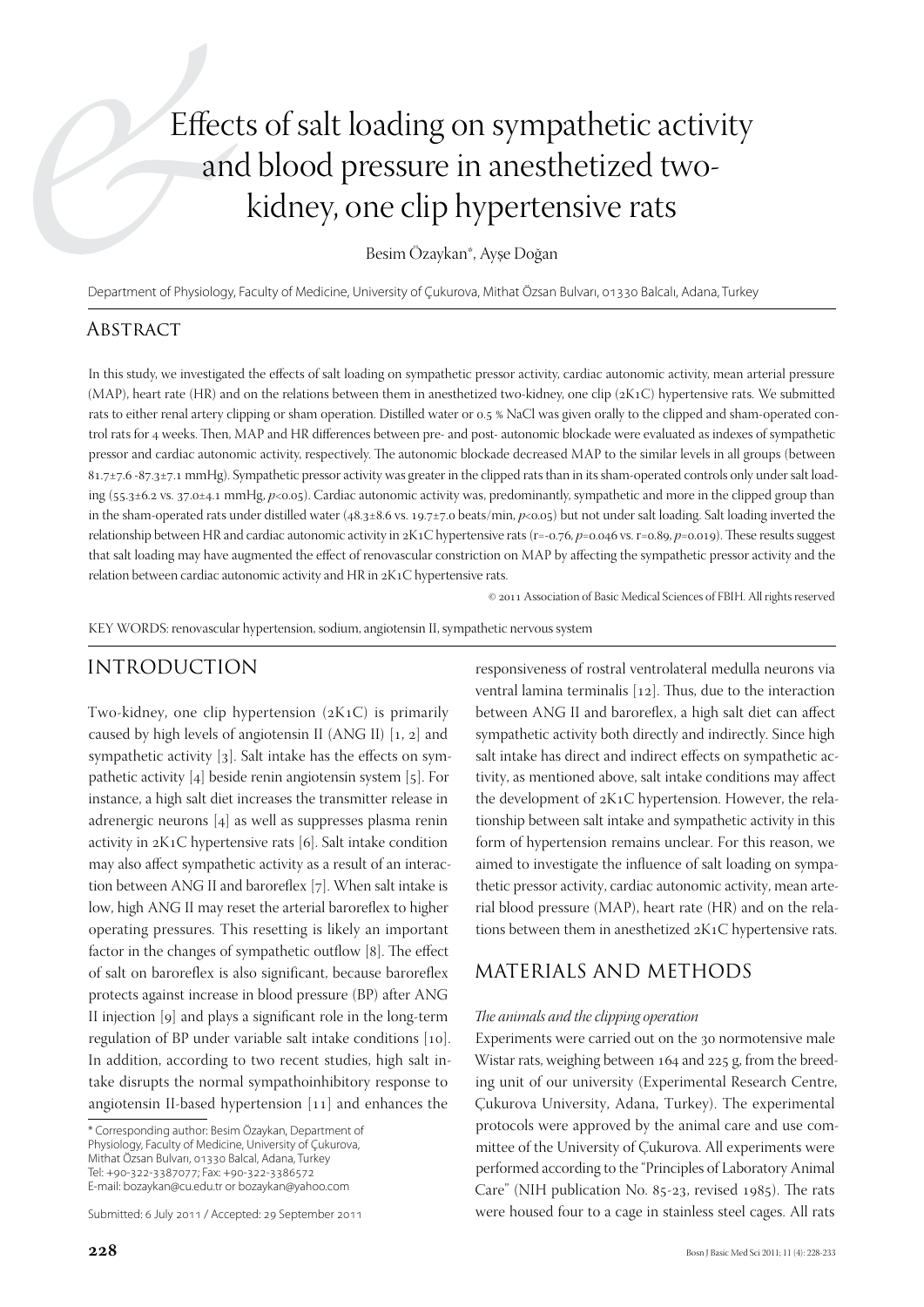# Effects of salt loading on sympathetic activity and blood pressure in anesthetized two-kidney, one clip hypertensive rats

Besim Özaykan*, Ayşe Doğan

Department of Physiology, Faculty of Medicine, University of Çukurova, Mithat Özsan Bulvarı, 01330 Balcalı, Adana, Turkey

## Abstract

In this study, we investigated the effects of salt loading on sympathetic pressor activity, cardiac autonomic activity, mean arterial pressure (MAP), heart rate (HR) and on the relations between them in anesthetized two-kidney, one clip (2K1C) hypertensive rats. We submitted rats to either renal artery clipping or sham operation. Distilled water or 0.5 % NaCl was given orally to the clipped and sham-operated control rats for 4 weeks. Then, MAP and HR differences between pre- and post- autonomic blockade were evaluated as indexes of sympathetic pressor and cardiac autonomic activity, respectively. The autonomic blockade decreased MAP to the similar levels in all groups (between 81.7±7.6 -87.3±7.1 mmHg). Sympathetic pressor activity was greater in the clipped rats than in its sham-operated controls only under salt loading (55.3±6.2 vs. 37.0±4.1 mmHg, $p<0.05$). Cardiac autonomic activity was, predominantly, sympathetic and more in the clipped group than in the sham-operated rats under distilled water (48.3±8.6 vs. 19.7±7.0 beats/min, $p<0.05$) but not under salt loading. Salt loading inverted the relationship between HR and cardiac autonomic activity in 2K1C hypertensive rats ($r=-0.76$, $p=0.046$ vs. $r=0.89$, $p=0.019$). These results suggest that salt loading may have augmented the effect of renovascular constriction on MAP by affecting the sympathetic pressor activity and the relation between cardiac autonomic activity and HR in 2K1C hypertensive rats.

© 2011 Association of Basic Medical Sciences of FBIH. All rights reserved

KEY WORDS: renovascular hypertension, sodium, angiotensin II, sympathetic nervous system

## Introduction

Two-kidney, one clip hypertension (2K1C) is primarily caused by high levels of angiotensin II (ANG II) [1, 2] and sympathetic activity [3]. Salt intake has the effects on sympathetic activity [4] beside renin angiotensin system [5]. For instance, a high salt diet increases the transmitter release in adrenergic neurons [4] as well as suppresses plasma renin activity in 2K1C hypertensive rats [6]. Salt intake condition may also affect sympathetic activity as a result of an interaction between ANG II and baroreflex [7]. When salt intake is low, high ANG II may reset the arterial baroreflex to higher operating pressures. This resetting is likely an important factor in the changes of sympathetic outflow [8]. The effect of salt on baroreflex is also significant, because baroreflex protects against increase in blood pressure (BP) after ANG II injection [9] and plays a significant role in the long-term regulation of BP under variable salt intake conditions [10]. In addition, according to two recent studies, high salt intake disrupts the normal sympathoinhibitory response to angiotensin II-based hypertension [11] and enhances the responsiveness of rostral ventrolateral medulla neurons via ventral lamina terminalis [12]. Thus, due to the interaction between ANG II and baroreflex, a high salt diet can affect sympathetic activity both directly and indirectly. Since high salt intake has direct and indirect effects on sympathetic activity, as mentioned above, salt intake conditions may affect the development of 2K1C hypertension. However, the relationship between salt intake and sympathetic activity in this form of hypertension remains unclear. For this reason, we aimed to investigate the influence of salt loading on sympathetic pressor activity, cardiac autonomic activity, mean arterial blood pressure (MAP), heart rate (HR) and on the relations between them in anesthetized 2K1C hypertensive rats.

## Materials and Methods

### *The animals and the clipping operation*

Experiments were carried out on the 30 normotensive male Wistar rats, weighing between 164 and 225 g, from the breeding unit of our university (Experimental Research Centre, Çukurova University, Adana, Turkey). The experimental protocols were approved by the animal care and use committee of the University of Çukurova. All experiments were performed according to the "Principles of Laboratory Animal Care" (NIH publication No. 85-23, revised 1985). The rats were housed four to a cage in stainless steel cages. All rats

\* Corresponding author: Besim Özaykan, Department of Physiology, Faculty of Medicine, University of Çukurova, Mithat Özsan Bulvarı, 01330 Balcal, Adana, Turkey
Tel: +90-322-3387077; Fax: +90-322-3386572
E-mail: bozaykan@cu.edu.tr or bozaykan@yahoo.com

Submitted: 6 July 2011 / Accepted: 29 September 2011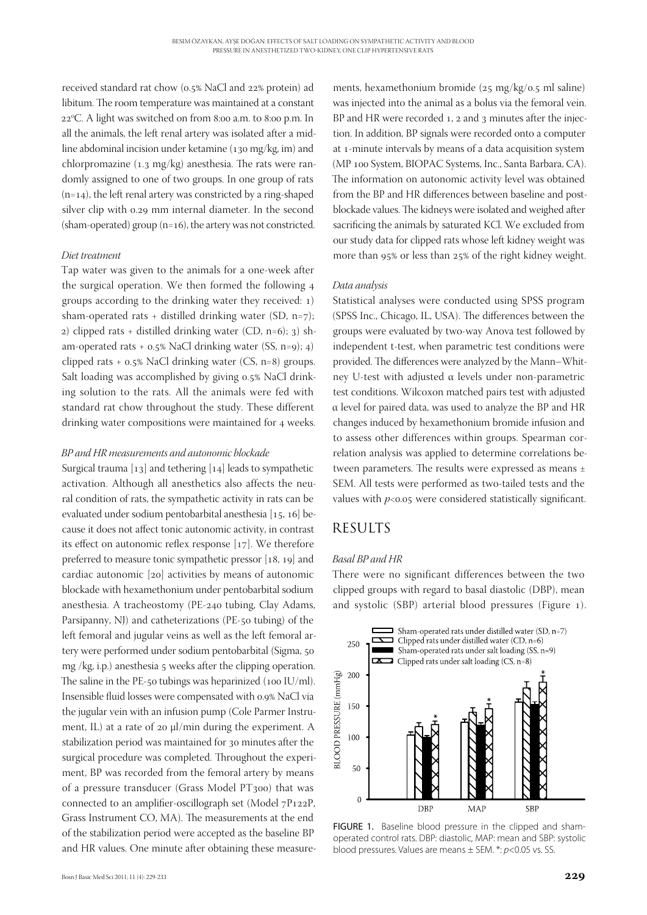received standard rat chow (0.5% NaCl and 22% protein) ad libitum. The room temperature was maintained at a constant 22°C. A light was switched on from 8:00 a.m. to 8:00 p.m. In all the animals, the left renal artery was isolated after a midline abdominal incision under ketamine (130 mg/kg, im) and chlorpromazine (1.3 mg/kg) anesthesia. The rats were randomly assigned to one of two groups. In one group of rats (n=14), the left renal artery was constricted by a ring-shaped silver clip with 0.29 mm internal diameter. In the second (sham-operated) group (n=16), the artery was not constricted.

*Diet treatment*

Tap water was given to the animals for a one-week after the surgical operation. We then formed the following 4 groups according to the drinking water they received: 1) sham-operated rats + distilled drinking water (SD, n=7); 2) clipped rats + distilled drinking water (CD, n=6); 3) sham-operated rats + 0.5% NaCl drinking water (SS, n=9); 4) clipped rats + 0.5% NaCl drinking water (CS, n=8) groups. Salt loading was accomplished by giving 0.5% NaCl drinking solution to the rats. All the animals were fed with standard rat chow throughout the study. These different drinking water compositions were maintained for 4 weeks.

*BP and HR measurements and autonomic blockade*

Surgical trauma [13] and tethering [14] leads to sympathetic activation. Although all anesthetics also affects the neural condition of rats, the sympathetic activity in rats can be evaluated under sodium pentobarbital anesthesia [15, 16] because it does not affect tonic autonomic activity, in contrast its effect on autonomic reflex response [17]. We therefore preferred to measure tonic sympathetic pressor [18, 19] and cardiac autonomic [20] activities by means of autonomic blockade with hexamethonium under pentobarbital sodium anesthesia. A tracheostomy (PE-240 tubing, Clay Adams, Parsipanny, NJ) and catheterizations (PE-50 tubing) of the left femoral and jugular veins as well as the left femoral artery were performed under sodium pentobarbital (Sigma, 50 mg /kg, i.p.) anesthesia 5 weeks after the clipping operation. The saline in the PE-50 tubings was heparinized (100 IU/ml). Insensible fluid losses were compensated with 0.9% NaCl via the jugular vein with an infusion pump (Cole Parmer Instrument, IL) at a rate of 20 µl/min during the experiment. A stabilization period was maintained for 30 minutes after the surgical procedure was completed. Throughout the experiment, BP was recorded from the femoral artery by means of a pressure transducer (Grass Model PT300) that was connected to an amplifier-oscillograph set (Model 7P122P, Grass Instrument CO, MA). The measurements at the end of the stabilization period were accepted as the baseline BP and HR values. One minute after obtaining these measurements, hexamethonium bromide (25 mg/kg/0.5 ml saline) was injected into the animal as a bolus via the femoral vein. BP and HR were recorded 1, 2 and 3 minutes after the injection. In addition, BP signals were recorded onto a computer at 1-minute intervals by means of a data acquisition system (MP 100 System, BIOPAC Systems, Inc., Santa Barbara, CA). The information on autonomic activity level was obtained from the BP and HR differences between baseline and post-blockade values. The kidneys were isolated and weighed after sacrificing the animals by saturated KCl. We excluded from our study data for clipped rats whose left kidney weight was more than 95% or less than 25% of the right kidney weight.

*Data analysis*

Statistical analyses were conducted using SPSS program (SPSS Inc., Chicago, IL, USA). The differences between the groups were evaluated by two-way Anova test followed by independent t-test, when parametric test conditions were provided. The differences were analyzed by the Mann–Whitney U-test with adjusted $\alpha$ levels under non-parametric test conditions. Wilcoxon matched pairs test with adjusted $\alpha$ level for paired data, was used to analyze the BP and HR changes induced by hexamethonium bromide infusion and to assess other differences within groups. Spearman correlation analysis was applied to determine correlations between parameters. The results were expressed as means ± SEM. All tests were performed as two-tailed tests and the values with $p<0.05$ were considered statistically significant.

## RESULTS

*Basal BP and HR*

There were no significant differences between the two clipped groups with regard to basal diastolic (DBP), mean and systolic (SBP) arterial blood pressures (Figure 1).

FIGURE 1. Baseline blood pressure in the clipped and sham-operated control rats. DBP: diastolic, MAP: mean and SBP: systolic blood pressures. Values are means ± SEM. *: $p<0.05$ vs. SS.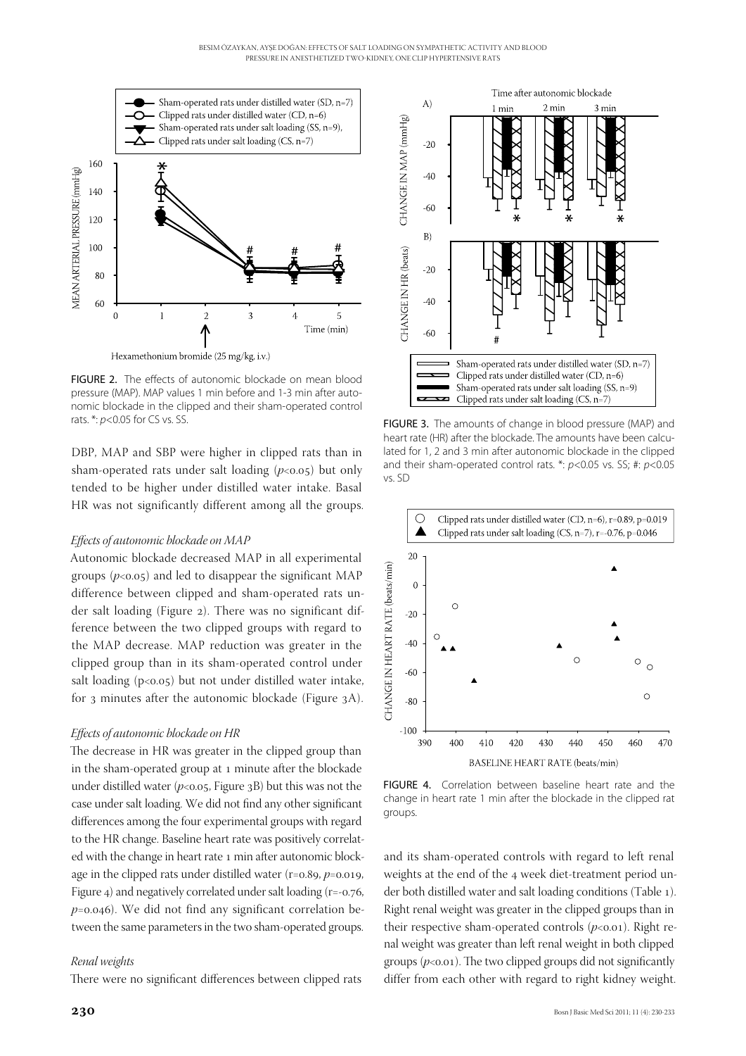FIGURE 2. The effects of autonomic blockade on mean blood pressure (MAP). MAP values 1 min before and 1-3 min after autonomic blockade in the clipped and their sham-operated control rats. *: $p<0.05$ for CS vs. SS.

DBP, MAP and SBP were higher in clipped rats than in sham-operated rats under salt loading ($p<0.05$) but only tended to be higher under distilled water intake. Basal HR was not significantly different among all the groups.

*Effects of autonomic blockade on MAP*

Autonomic blockade decreased MAP in all experimental groups ($p<0.05$) and led to disappear the significant MAP difference between clipped and sham-operated rats under salt loading (Figure 2). There was no significant difference between the two clipped groups with regard to the MAP decrease. MAP reduction was greater in the clipped group than in its sham-operated control under salt loading ($p<0.05$) but not under distilled water intake, for 3 minutes after the autonomic blockade (Figure 3A).

*Effects of autonomic blockade on HR*

The decrease in HR was greater in the clipped group than in the sham-operated group at 1 minute after the blockade under distilled water ($p<0.05$, Figure 3B) but this was not the case under salt loading. We did not find any other significant differences among the four experimental groups with regard to the HR change. Baseline heart rate was positively correlated with the change in heart rate 1 min after autonomic blockage in the clipped rats under distilled water ($r=0.89$, $p=0.019$, Figure 4) and negatively correlated under salt loading ($r=-0.76$, $p=0.046$). We did not find any significant correlation between the same parameters in the two sham-operated groups.

*Renal weights*

There were no significant differences between clipped rats and its sham-operated controls with regard to left renal weights at the end of the 4 week diet-treatment period under both distilled water and salt loading conditions (Table 1). Right renal weight was greater in the clipped groups than in their respective sham-operated controls ($p<0.01$). Right renal weight was greater than left renal weight in both clipped groups ($p<0.01$). The two clipped groups did not significantly differ from each other with regard to right kidney weight.

FIGURE 3. The amounts of change in blood pressure (MAP) and heart rate (HR) after the blockade. The amounts have been calculated for 1, 2 and 3 min after autonomic blockade in the clipped and their sham-operated control rats. *: $p<0.05$ vs. SS; #: $p<0.05$ vs. SD

FIGURE 4. Correlation between baseline heart rate and the change in heart rate 1 min after the blockade in the clipped rat groups.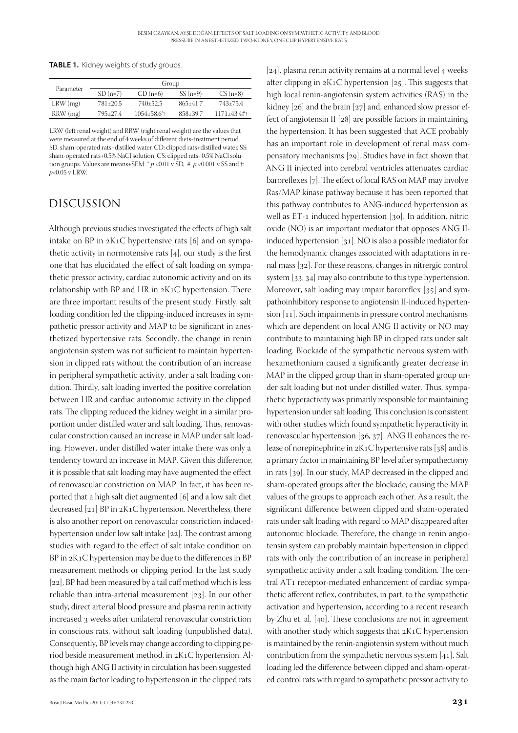**TABLE 1.** Kidney weights of study groups.

| Parameter | Group | | | |
|---|---|---|---|---|
| | SD (n=7) | CD (n=6) | SS (n=9) | CS (n=8) |
| LRW (mg) | 781±20.5 | 740±52.5 | 865±41.7 | 743±75.4 |
| RRW (mg) | 795±27.4 | 1054±58.6*† | 858±39.7 | 1171±43.4#† |

LRW (left renal weight) and RRW (right renal weight) are the values that were measured at the end of 4 weeks of different diets-treatment period. SD: sham-operated rats+distilled water, CD: clipped rats+distilled water, SS: sham-operated rats+0.5% NaCl solution, CS: clipped rats+0.5% NaCl solution groups. Values are means±SEM. * $p < 0.01$ v SD, # $p < 0.001$ v SS and †: $p < 0.05$ v LRW.

# DISCUSSION

Although previous studies investigated the effects of high salt intake on BP in 2K1C hypertensive rats [6] and on sympathetic activity in normotensive rats [4], our study is the first one that has elucidated the effect of salt loading on sympathetic pressor activity, cardiac autonomic activity and on its relationship with BP and HR in 2K1C hypertension. There are three important results of the present study. Firstly, salt loading condition led the clipping-induced increases in sympathetic pressor activity and MAP to be significant in anesthetized hypertensive rats. Secondly, the change in renin angiotensin system was not sufficient to maintain hypertension in clipped rats without the contribution of an increase in peripheral sympathetic activity, under a salt loading condition. Thirdly, salt loading inverted the positive correlation between HR and cardiac autonomic activity in the clipped rats. The clipping reduced the kidney weight in a similar proportion under distilled water and salt loading. Thus, renovascular constriction caused an increase in MAP under salt loading. However, under distilled water intake there was only a tendency toward an increase in MAP. Given this difference, it is possible that salt loading may have augmented the effect of renovascular constriction on MAP. In fact, it has been reported that a high salt diet augmented [6] and a low salt diet decreased [21] BP in 2K1C hypertension. Nevertheless, there is also another report on renovascular constriction induced-hypertension under low salt intake [22]. The contrast among studies with regard to the effect of salt intake condition on BP in 2K1C hypertension may be due to the differences in BP measurement methods or clipping period. In the last study [22], BP had been measured by a tail cuff method which is less reliable than intra-arterial measurement [23]. In our other study, direct arterial blood pressure and plasma renin activity increased 3 weeks after unilateral renovascular constriction in conscious rats, without salt loading (unpublished data). Consequently, BP levels may change according to clipping period beside measurement method, in 2K1C hypertension. Although high ANG II activity in circulation has been suggested as the main factor leading to hypertension in the clipped rats [24], plasma renin activity remains at a normal level 4 weeks after clipping in 2K1C hypertension [25]. This suggests that high local renin-angiotensin system activities (RAS) in the kidney [26] and the brain [27] and, enhanced slow pressor effect of angiotensin II [28] are possible factors in maintaining the hypertension. It has been suggested that ACE probably has an important role in development of renal mass compensatory mechanisms [29]. Studies have in fact shown that ANG II injected into cerebral ventricles attenuates cardiac baroreflexes [7]. The effect of local RAS on MAP may involve Ras/MAP kinase pathway because it has been reported that this pathway contributes to ANG-induced hypertension as well as ET-1 induced hypertension [30]. In addition, nitric oxide (NO) is an important mediator that opposes ANG II-induced hypertension [31]. NO is also a possible mediator for the hemodynamic changes associated with adaptations in renal mass [32]. For these reasons, changes in nitrergic control system [33, 34] may also contribute to this type hypertension. Moreover, salt loading may impair baroreflex [35] and sympathoinhibitory response to angiotensin II-induced hypertension [11]. Such impairments in pressure control mechanisms which are dependent on local ANG II activity or NO may contribute to maintaining high BP in clipped rats under salt loading. Blockade of the sympathetic nervous system with hexamethonium caused a significantly greater decrease in MAP in the clipped group than in sham-operated group under salt loading but not under distilled water. Thus, sympathetic hyperactivity was primarily responsible for maintaining hypertension under salt loading. This conclusion is consistent with other studies which found sympathetic hyperactivity in renovascular hypertension [36, 37]. ANG II enhances the release of norepinephrine in 2K1C hypertensive rats [38] and is a primary factor in maintaining BP level after sympathectomy in rats [39]. In our study, MAP decreased in the clipped and sham-operated groups after the blockade, causing the MAP values of the groups to approach each other. As a result, the significant difference between clipped and sham-operated rats under salt loading with regard to MAP disappeared after autonomic blockade. Therefore, the change in renin angiotensin system can probably maintain hypertension in clipped rats with only the contribution of an increase in peripheral sympathetic activity under a salt loading condition. The central AT1 receptor-mediated enhancement of cardiac sympathetic afferent reflex, contributes, in part, to the sympathetic activation and hypertension, according to a recent research by Zhu et. al. [40]. These conclusions are not in agreement with another study which suggests that 2K1C hypertension is maintained by the renin-angiotensin system without much contribution from the sympathetic nervous system [41]. Salt loading led the difference between clipped and sham-operated control rats with regard to sympathetic pressor activity to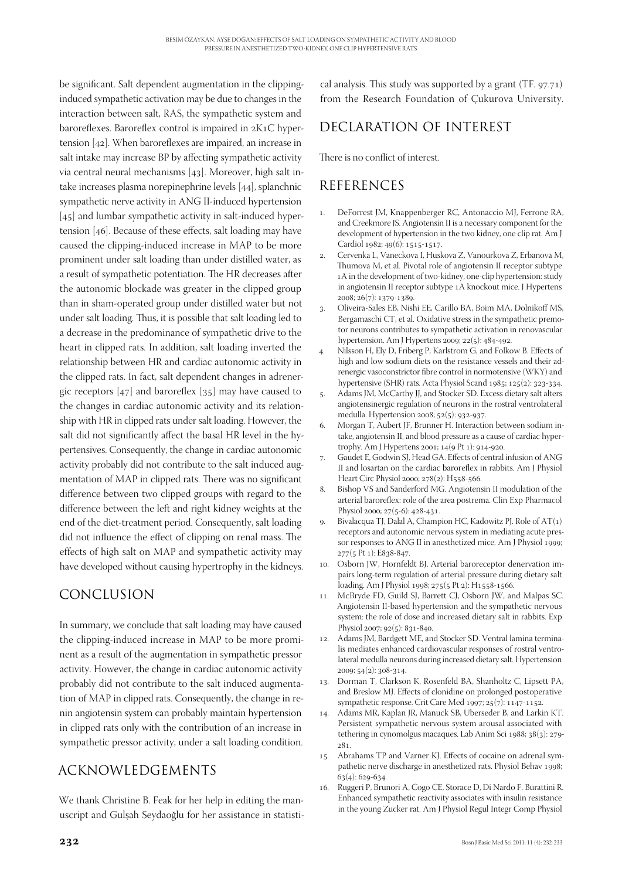be significant. Salt dependent augmentation in the clipping-induced sympathetic activation may be due to changes in the interaction between salt, RAS, the sympathetic system and baroreflexes. Baroreflex control is impaired in 2K1C hypertension [42]. When baroreflexes are impaired, an increase in salt intake may increase BP by affecting sympathetic activity via central neural mechanisms [43]. Moreover, high salt intake increases plasma norepinephrine levels [44], splanchnic sympathetic nerve activity in ANG II-induced hypertension [45] and lumbar sympathetic activity in salt-induced hypertension [46]. Because of these effects, salt loading may have caused the clipping-induced increase in MAP to be more prominent under salt loading than under distilled water, as a result of sympathetic potentiation. The HR decreases after the autonomic blockade was greater in the clipped group than in sham-operated group under distilled water but not under salt loading. Thus, it is possible that salt loading led to a decrease in the predominance of sympathetic drive to the heart in clipped rats. In addition, salt loading inverted the relationship between HR and cardiac autonomic activity in the clipped rats. In fact, salt dependent changes in adrenergic receptors [47] and baroreflex [35] may have caused to the changes in cardiac autonomic activity and its relationship with HR in clipped rats under salt loading. However, the salt did not significantly affect the basal HR level in the hypertensives. Consequently, the change in cardiac autonomic activity probably did not contribute to the salt induced augmentation of MAP in clipped rats. There was no significant difference between two clipped groups with regard to the difference between the left and right kidney weights at the end of the diet-treatment period. Consequently, salt loading did not influence the effect of clipping on renal mass. The effects of high salt on MAP and sympathetic activity may have developed without causing hypertrophy in the kidneys.

## CONCLUSION

In summary, we conclude that salt loading may have caused the clipping-induced increase in MAP to be more prominent as a result of the augmentation in sympathetic pressor activity. However, the change in cardiac autonomic activity probably did not contribute to the salt induced augmentation of MAP in clipped rats. Consequently, the change in renin angiotensin system can probably maintain hypertension in clipped rats only with the contribution of an increase in sympathetic pressor activity, under a salt loading condition.

## ACKNOWLEDGEMENTS

We thank Christine B. Feak for her help in editing the manuscript and Gulşah Seydaoğlu for her assistance in statistical analysis. This study was supported by a grant (TF. 97.71) from the Research Foundation of Çukurova University.

## DECLARATION OF INTEREST

There is no conflict of interest.

## REFERENCES

1. DeForrest JM, Knappenberger RC, Antonaccio MJ, Ferrone RA, and Creekmore JS. Angiotensin II is a necessary component for the development of hypertension in the two kidney, one clip rat. Am J Cardiol 1982; 49(6): 1515-1517.
2. Cervenka L, Vaneckova I, Huskova Z, Vanourkova Z, Erbanova M, Thumova M, et al. Pivotal role of angiotensin II receptor subtype 1A in the development of two-kidney, one-clip hypertension: study in angiotensin II receptor subtype 1A knockout mice. J Hypertens 2008; 26(7): 1379-1389.
3. Oliveira-Sales EB, Nishi EE, Carillo BA, Boim MA, Dolnikoff MS, Bergamaschi CT, et al. Oxidative stress in the sympathetic premotor neurons contributes to sympathetic activation in renovascular hypertension. Am J Hypertens 2009; 22(5): 484-492.
4. Nilsson H, Ely D, Friberg P, Karlstrom G, and Folkow B. Effects of high and low sodium diets on the resistance vessels and their adrenergic vasoconstrictor fibre control in normotensive (WKY) and hypertensive (SHR) rats. Acta Physiol Scand 1985; 125(2): 323-334.
5. Adams JM, McCarthy JJ, and Stocker SD. Excess dietary salt alters angiotensinergic regulation of neurons in the rostral ventrolateral medulla. Hypertension 2008; 52(5): 932-937.
6. Morgan T, Aubert JF, Brunner H. Interaction between sodium intake, angiotensin II, and blood pressure as a cause of cardiac hypertrophy. Am J Hypertens 2001; 14(9 Pt 1): 914-920.
7. Gaudet E, Godwin SJ, Head GA. Effects of central infusion of ANG II and losartan on the cardiac baroreflex in rabbits. Am J Physiol Heart Circ Physiol 2000; 278(2): H558-566.
8. Bishop VS and Sanderford MG. Angiotensin II modulation of the arterial baroreflex: role of the area postrema. Clin Exp Pharmacol Physiol 2000; 27(5-6): 428-431.
9. Bivalacqua TJ, Dalal A, Champion HC, Kadowitz PJ. Role of AT(1) receptors and autonomic nervous system in mediating acute pressor responses to ANG II in anesthetized mice. Am J Physiol 1999; 277(5 Pt 1): E838-847.
10. Osborn JW, Hornfeldt BJ. Arterial baroreceptor denervation impairs long-term regulation of arterial pressure during dietary salt loading. Am J Physiol 1998; 275(5 Pt 2): H1558-1566.
11. McBryde FD, Guild SJ, Barrett CJ, Osborn JW, and Malpas SC. Angiotensin II-based hypertension and the sympathetic nervous system: the role of dose and increased dietary salt in rabbits. Exp Physiol 2007; 92(5): 831-840.
12. Adams JM, Bardgett ME, and Stocker SD. Ventral lamina terminalis mediates enhanced cardiovascular responses of rostral ventrolateral medulla neurons during increased dietary salt. Hypertension 2009; 54(2): 308-314.
13. Dorman T, Clarkson K, Rosenfeld BA, Shanholtz C, Lipsett PA, and Breslow MJ. Effects of clonidine on prolonged postoperative sympathetic response. Crit Care Med 1997; 25(7): 1147-1152.
14. Adams MR, Kaplan JR, Manuck SB, Uberseder B, and Larkin KT. Persistent sympathetic nervous system arousal associated with tethering in cynomolgus macaques. Lab Anim Sci 1988; 38(3): 279-281.
15. Abrahams TP and Varner KJ. Effects of cocaine on adrenal sympathetic nerve discharge in anesthetized rats. Physiol Behav 1998; 63(4): 629-634.
16. Ruggeri P, Brunori A, Cogo CE, Storace D, Di Nardo F, Burattini R. Enhanced sympathetic reactivity associates with insulin resistance in the young Zucker rat. Am J Physiol Regul Integr Comp Physiol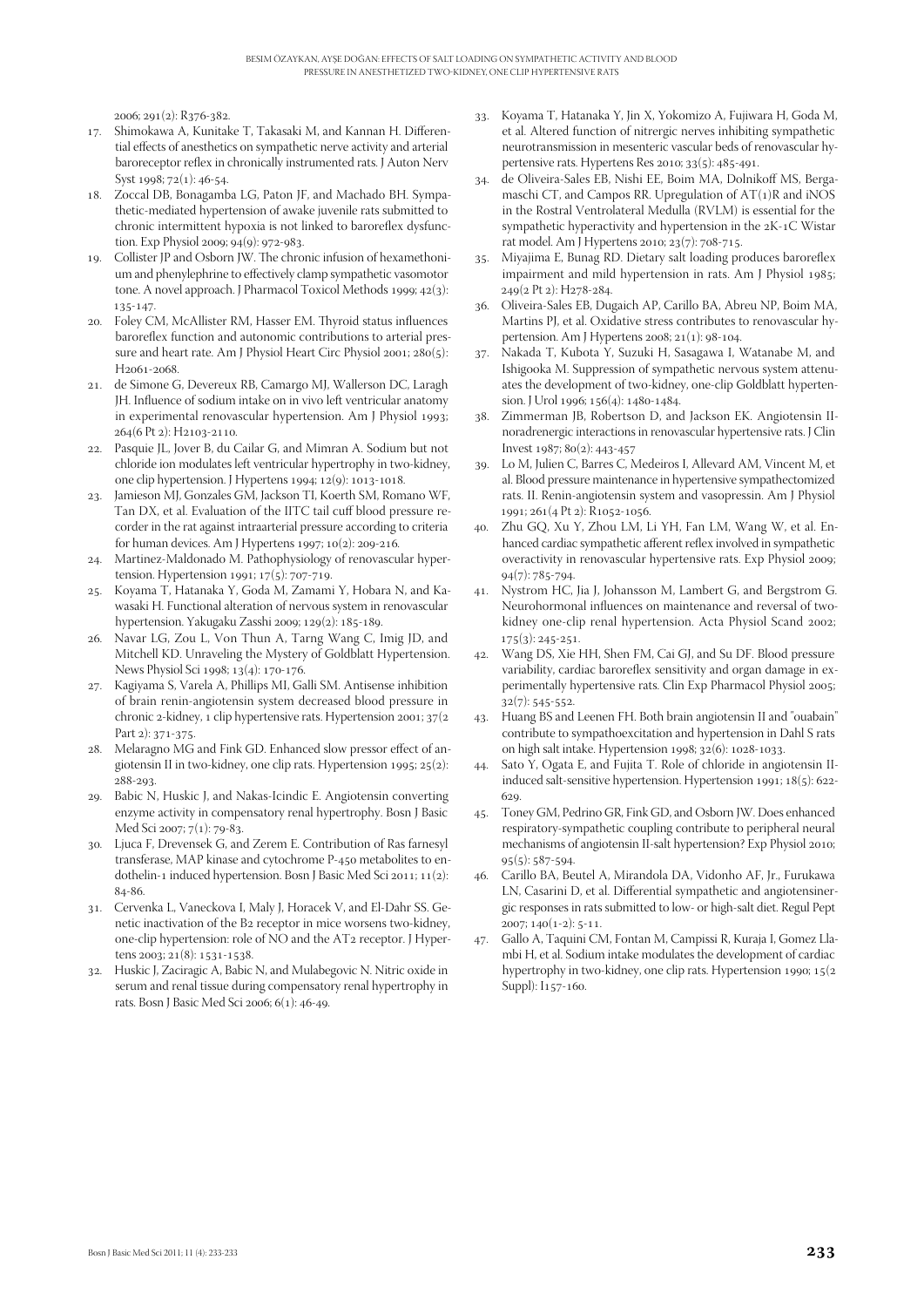2006; 291(2): R376-382.

17. Shimokawa A, Kunitake T, Takasaki M, and Kannan H. Differential effects of anesthetics on sympathetic nerve activity and arterial baroreceptor reflex in chronically instrumented rats. J Auton Nerv Syst 1998; 72(1): 46-54.
18. Zoccal DB, Bonagamba LG, Paton JF, and Machado BH. Sympathetic-mediated hypertension of awake juvenile rats submitted to chronic intermittent hypoxia is not linked to baroreflex dysfunction. Exp Physiol 2009; 94(9): 972-983.
19. Collister JP and Osborn JW. The chronic infusion of hexamethonium and phenylephrine to effectively clamp sympathetic vasomotor tone. A novel approach. J Pharmacol Toxicol Methods 1999; 42(3): 135-147.
20. Foley CM, McAllister RM, Hasser EM. Thyroid status influences baroreflex function and autonomic contributions to arterial pressure and heart rate. Am J Physiol Heart Circ Physiol 2001; 280(5): H2061-2068.
21. de Simone G, Devereux RB, Camargo MJ, Wallerson DC, Laragh JH. Influence of sodium intake on in vivo left ventricular anatomy in experimental renovascular hypertension. Am J Physiol 1993; 264(6 Pt 2): H2103-2110.
22. Pasquie JL, Jover B, du Cailar G, and Mimran A. Sodium but not chloride ion modulates left ventricular hypertrophy in two-kidney, one clip hypertension. J Hypertens 1994; 12(9): 1013-1018.
23. Jamieson MJ, Gonzales GM, Jackson TI, Koerth SM, Romano WF, Tan DX, et al. Evaluation of the IITC tail cuff blood pressure recorder in the rat against intraarterial pressure according to criteria for human devices. Am J Hypertens 1997; 10(2): 209-216.
24. Martinez-Maldonado M. Pathophysiology of renovascular hypertension. Hypertension 1991; 17(5): 707-719.
25. Koyama T, Hatanaka Y, Goda M, Zamami Y, Hobara N, and Kawasaki H. Functional alteration of nervous system in renovascular hypertension. Yakugaku Zasshi 2009; 129(2): 185-189.
26. Navar LG, Zou L, Von Thun A, Tarng Wang C, Imig JD, and Mitchell KD. Unraveling the Mystery of Goldblatt Hypertension. News Physiol Sci 1998; 13(4): 170-176.
27. Kagiyama S, Varela A, Phillips MI, Galli SM. Antisense inhibition of brain renin-angiotensin system decreased blood pressure in chronic 2-kidney, 1 clip hypertensive rats. Hypertension 2001; 37(2 Part 2): 371-375.
28. Melaragno MG and Fink GD. Enhanced slow pressor effect of angiotensin II in two-kidney, one clip rats. Hypertension 1995; 25(2): 288-293.
29. Babic N, Huskic J, and Nakas-Icindic E. Angiotensin converting enzyme activity in compensatory renal hypertrophy. Bosn J Basic Med Sci 2007; 7(1): 79-83.
30. Ljuca F, Drevensek G, and Zerem E. Contribution of Ras farnesyl transferase, MAP kinase and cytochrome P-450 metabolites to endothelin-1 induced hypertension. Bosn J Basic Med Sci 2011; 11(2): 84-86.
31. Cervenka L, Vaneckova I, Maly J, Horacek V, and El-Dahr SS. Genetic inactivation of the B2 receptor in mice worsens two-kidney, one-clip hypertension: role of NO and the AT2 receptor. J Hypertens 2003; 21(8): 1531-1538.
32. Huskic J, Zaciragic A, Babic N, and Mulabegovic N. Nitric oxide in serum and renal tissue during compensatory renal hypertrophy in rats. Bosn J Basic Med Sci 2006; 6(1): 46-49.
33. Koyama T, Hatanaka Y, Jin X, Yokomizo A, Fujiwara H, Goda M, et al. Altered function of nitrergic nerves inhibiting sympathetic neurotransmission in mesenteric vascular beds of renovascular hypertensive rats. Hypertens Res 2010; 33(5): 485-491.
34. de Oliveira-Sales EB, Nishi EE, Boim MA, Dolnikoff MS, Bergamaschi CT, and Campos RR. Upregulation of AT(1)R and iNOS in the Rostral Ventrolateral Medulla (RVLM) is essential for the sympathetic hyperactivity and hypertension in the 2K-1C Wistar rat model. Am J Hypertens 2010; 23(7): 708-715.
35. Miyajima E, Bunag RD. Dietary salt loading produces baroreflex impairment and mild hypertension in rats. Am J Physiol 1985; 249(2 Pt 2): H278-284.
36. Oliveira-Sales EB, Dugaich AP, Carillo BA, Abreu NP, Boim MA, Martins PJ, et al. Oxidative stress contributes to renovascular hypertension. Am J Hypertens 2008; 21(1): 98-104.
37. Nakada T, Kubota Y, Suzuki H, Sasagawa I, Watanabe M, and Ishigooka M. Suppression of sympathetic nervous system attenuates the development of two-kidney, one-clip Goldblatt hypertension. J Urol 1996; 156(4): 1480-1484.
38. Zimmerman JB, Robertson D, and Jackson EK. Angiotensin II-noradrenergic interactions in renovascular hypertensive rats. J Clin Invest 1987; 80(2): 443-457
39. Lo M, Julien C, Barres C, Medeiros I, Allevard AM, Vincent M, et al. Blood pressure maintenance in hypertensive sympathectomized rats. II. Renin-angiotensin system and vasopressin. Am J Physiol 1991; 261(4 Pt 2): R1052-1056.
40. Zhu GQ, Xu Y, Zhou LM, Li YH, Fan LM, Wang W, et al. Enhanced cardiac sympathetic afferent reflex involved in sympathetic overactivity in renovascular hypertensive rats. Exp Physiol 2009; 94(7): 785-794.
41. Nystrom HC, Jia J, Johansson M, Lambert G, and Bergstrom G. Neurohormonal influences on maintenance and reversal of two-kidney one-clip renal hypertension. Acta Physiol Scand 2002; 175(3): 245-251.
42. Wang DS, Xie HH, Shen FM, Cai GJ, and Su DF. Blood pressure variability, cardiac baroreflex sensitivity and organ damage in experimentally hypertensive rats. Clin Exp Pharmacol Physiol 2005; 32(7): 545-552.
43. Huang BS and Leenen FH. Both brain angiotensin II and "ouabain" contribute to sympathoexcitation and hypertension in Dahl S rats on high salt intake. Hypertension 1998; 32(6): 1028-1033.
44. Sato Y, Ogata E, and Fujita T. Role of chloride in angiotensin II-induced salt-sensitive hypertension. Hypertension 1991; 18(5): 622-629.
45. Toney GM, Pedrino GR, Fink GD, and Osborn JW. Does enhanced respiratory-sympathetic coupling contribute to peripheral neural mechanisms of angiotensin II-salt hypertension? Exp Physiol 2010; 95(5): 587-594.
46. Carillo BA, Beutel A, Mirandola DA, Vidonho AF, Jr., Furukawa LN, Casarini D, et al. Differential sympathetic and angiotensinergic responses in rats submitted to low- or high-salt diet. Regul Pept 2007; 140(1-2): 5-11.
47. Gallo A, Taquini CM, Fontan M, Campissi R, Kuraja I, Gomez Llambi H, et al. Sodium intake modulates the development of cardiac hypertrophy in two-kidney, one clip rats. Hypertension 1990; 15(2 Suppl): I157-160.